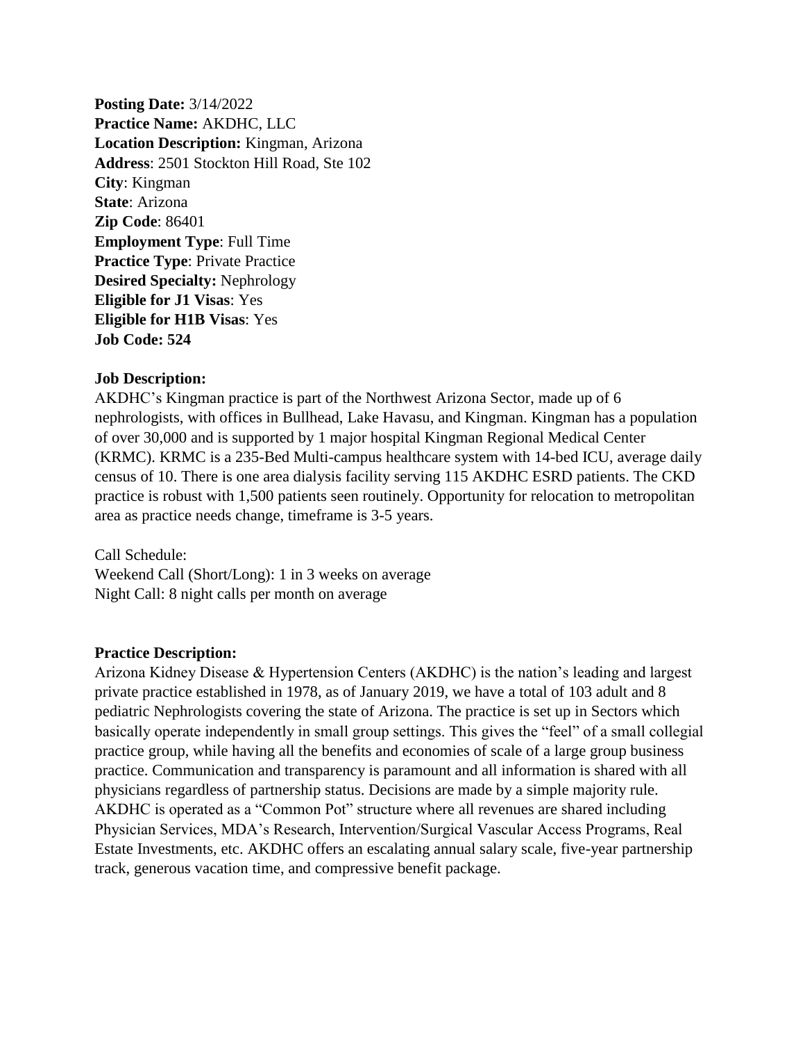**Posting Date:** 3/14/2022
**Practice Name:** AKDHC, LLC
**Location Description:** Kingman, Arizona
**Address**: 2501 Stockton Hill Road, Ste 102
**City**: Kingman
**State**: Arizona
**Zip Code**: 86401
**Employment Type**: Full Time
**Practice Type**: Private Practice
**Desired Specialty:** Nephrology
**Eligible for J1 Visas**: Yes
**Eligible for H1B Visas**: Yes
**Job Code: 524**

**Job Description:**

AKDHC's Kingman practice is part of the Northwest Arizona Sector, made up of 6 nephrologists, with offices in Bullhead, Lake Havasu, and Kingman. Kingman has a population of over 30,000 and is supported by 1 major hospital Kingman Regional Medical Center (KRMC). KRMC is a 235-Bed Multi-campus healthcare system with 14-bed ICU, average daily census of 10. There is one area dialysis facility serving 115 AKDHC ESRD patients. The CKD practice is robust with 1,500 patients seen routinely. Opportunity for relocation to metropolitan area as practice needs change, timeframe is 3-5 years.

Call Schedule:
Weekend Call (Short/Long): 1 in 3 weeks on average
Night Call: 8 night calls per month on average

**Practice Description:**

Arizona Kidney Disease & Hypertension Centers (AKDHC) is the nation's leading and largest private practice established in 1978, as of January 2019, we have a total of 103 adult and 8 pediatric Nephrologists covering the state of Arizona. The practice is set up in Sectors which basically operate independently in small group settings. This gives the "feel" of a small collegial practice group, while having all the benefits and economies of scale of a large group business practice. Communication and transparency is paramount and all information is shared with all physicians regardless of partnership status. Decisions are made by a simple majority rule. AKDHC is operated as a "Common Pot" structure where all revenues are shared including Physician Services, MDA's Research, Intervention/Surgical Vascular Access Programs, Real Estate Investments, etc. AKDHC offers an escalating annual salary scale, five-year partnership track, generous vacation time, and compressive benefit package.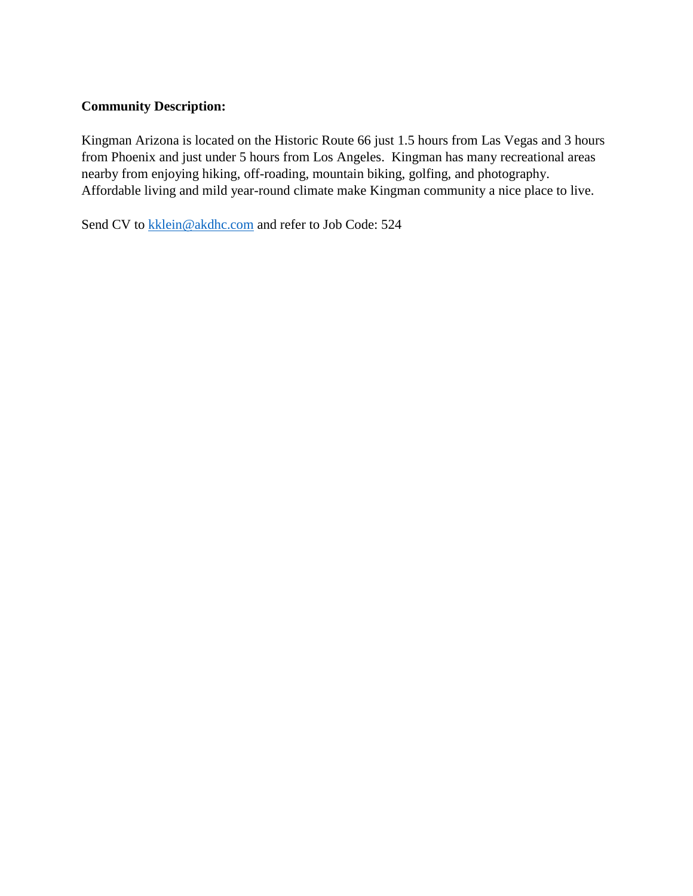**Community Description:**

Kingman Arizona is located on the Historic Route 66 just 1.5 hours from Las Vegas and 3 hours from Phoenix and just under 5 hours from Los Angeles.  Kingman has many recreational areas nearby from enjoying hiking, off-roading, mountain biking, golfing, and photography. Affordable living and mild year-round climate make Kingman community a nice place to live.

Send CV to kklein@akdhc.com and refer to Job Code: 524